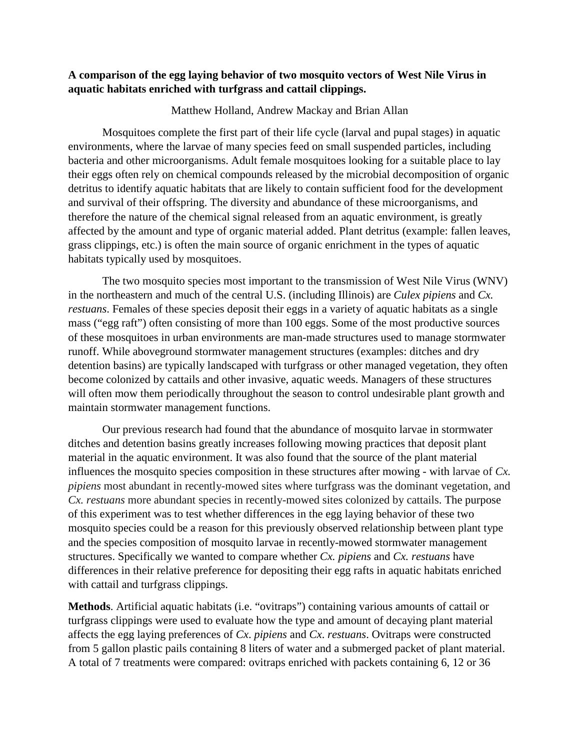**A comparison of the egg laying behavior of two mosquito vectors of West Nile Virus in aquatic habitats enriched with turfgrass and cattail clippings.**

Matthew Holland, Andrew Mackay and Brian Allan

Mosquitoes complete the first part of their life cycle (larval and pupal stages) in aquatic environments, where the larvae of many species feed on small suspended particles, including bacteria and other microorganisms. Adult female mosquitoes looking for a suitable place to lay their eggs often rely on chemical compounds released by the microbial decomposition of organic detritus to identify aquatic habitats that are likely to contain sufficient food for the development and survival of their offspring. The diversity and abundance of these microorganisms, and therefore the nature of the chemical signal released from an aquatic environment, is greatly affected by the amount and type of organic material added. Plant detritus (example: fallen leaves, grass clippings, etc.) is often the main source of organic enrichment in the types of aquatic habitats typically used by mosquitoes.

The two mosquito species most important to the transmission of West Nile Virus (WNV) in the northeastern and much of the central U.S. (including Illinois) are *Culex pipiens* and *Cx. restuans*. Females of these species deposit their eggs in a variety of aquatic habitats as a single mass ("egg raft") often consisting of more than 100 eggs. Some of the most productive sources of these mosquitoes in urban environments are man-made structures used to manage stormwater runoff. While aboveground stormwater management structures (examples: ditches and dry detention basins) are typically landscaped with turfgrass or other managed vegetation, they often become colonized by cattails and other invasive, aquatic weeds. Managers of these structures will often mow them periodically throughout the season to control undesirable plant growth and maintain stormwater management functions.

Our previous research had found that the abundance of mosquito larvae in stormwater ditches and detention basins greatly increases following mowing practices that deposit plant material in the aquatic environment. It was also found that the source of the plant material influences the mosquito species composition in these structures after mowing - with larvae of *Cx. pipiens* most abundant in recently-mowed sites where turfgrass was the dominant vegetation, and *Cx. restuans* more abundant species in recently-mowed sites colonized by cattails. The purpose of this experiment was to test whether differences in the egg laying behavior of these two mosquito species could be a reason for this previously observed relationship between plant type and the species composition of mosquito larvae in recently-mowed stormwater management structures. Specifically we wanted to compare whether *Cx. pipiens* and *Cx. restuans* have differences in their relative preference for depositing their egg rafts in aquatic habitats enriched with cattail and turfgrass clippings.

**Methods**. Artificial aquatic habitats (i.e. "ovitraps") containing various amounts of cattail or turfgrass clippings were used to evaluate how the type and amount of decaying plant material affects the egg laying preferences of *Cx. pipiens* and *Cx. restuans*. Ovitraps were constructed from 5 gallon plastic pails containing 8 liters of water and a submerged packet of plant material. A total of 7 treatments were compared: ovitraps enriched with packets containing 6, 12 or 36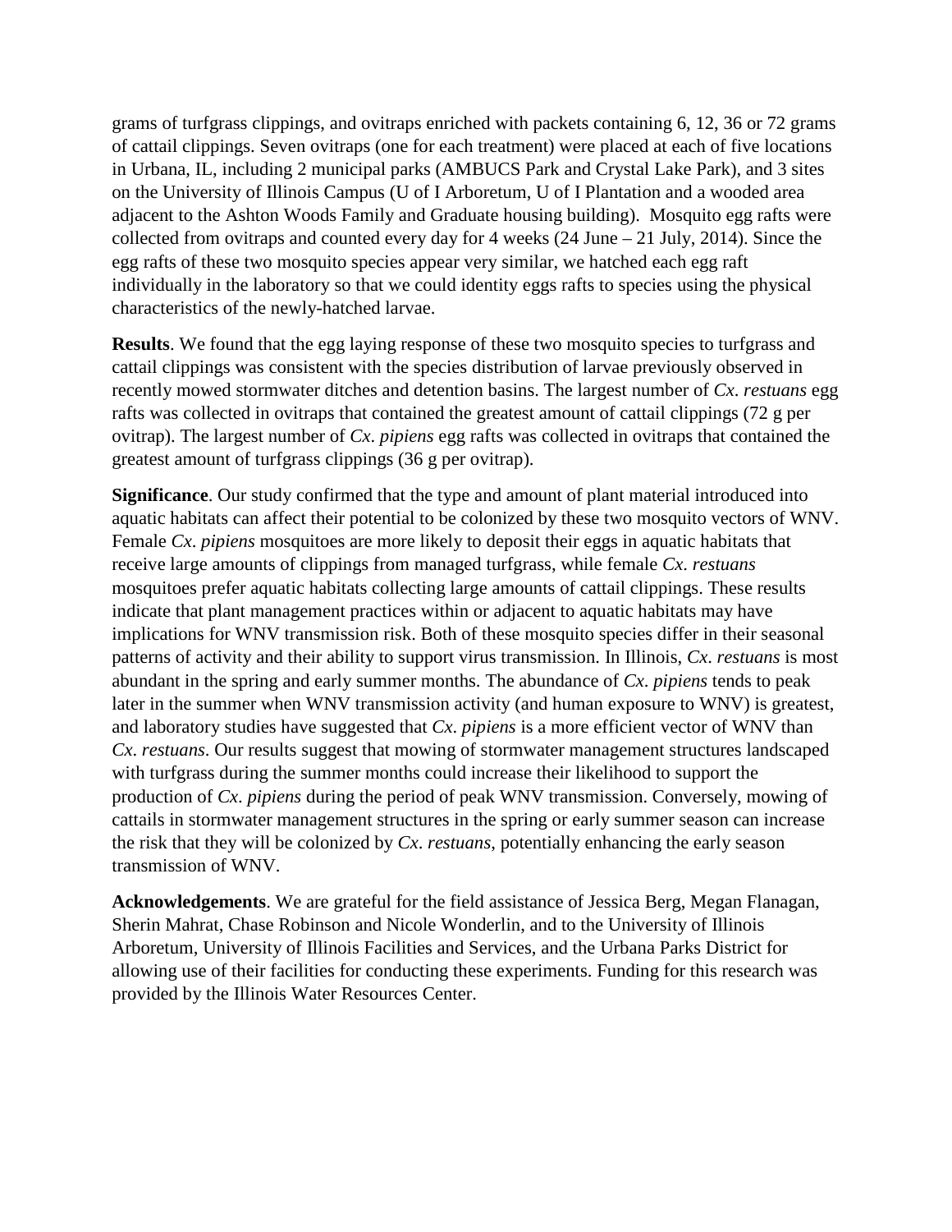grams of turfgrass clippings, and ovitraps enriched with packets containing 6, 12, 36 or 72 grams of cattail clippings. Seven ovitraps (one for each treatment) were placed at each of five locations in Urbana, IL, including 2 municipal parks (AMBUCS Park and Crystal Lake Park), and 3 sites on the University of Illinois Campus (U of I Arboretum, U of I Plantation and a wooded area adjacent to the Ashton Woods Family and Graduate housing building). Mosquito egg rafts were collected from ovitraps and counted every day for 4 weeks (24 June – 21 July, 2014). Since the egg rafts of these two mosquito species appear very similar, we hatched each egg raft individually in the laboratory so that we could identity eggs rafts to species using the physical characteristics of the newly-hatched larvae.

**Results**. We found that the egg laying response of these two mosquito species to turfgrass and cattail clippings was consistent with the species distribution of larvae previously observed in recently mowed stormwater ditches and detention basins. The largest number of *Cx. restuans* egg rafts was collected in ovitraps that contained the greatest amount of cattail clippings (72 g per ovitrap). The largest number of *Cx. pipiens* egg rafts was collected in ovitraps that contained the greatest amount of turfgrass clippings (36 g per ovitrap).

**Significance**. Our study confirmed that the type and amount of plant material introduced into aquatic habitats can affect their potential to be colonized by these two mosquito vectors of WNV. Female *Cx. pipiens* mosquitoes are more likely to deposit their eggs in aquatic habitats that receive large amounts of clippings from managed turfgrass, while female *Cx. restuans* mosquitoes prefer aquatic habitats collecting large amounts of cattail clippings. These results indicate that plant management practices within or adjacent to aquatic habitats may have implications for WNV transmission risk. Both of these mosquito species differ in their seasonal patterns of activity and their ability to support virus transmission. In Illinois, *Cx. restuans* is most abundant in the spring and early summer months. The abundance of *Cx. pipiens* tends to peak later in the summer when WNV transmission activity (and human exposure to WNV) is greatest, and laboratory studies have suggested that *Cx. pipiens* is a more efficient vector of WNV than *Cx. restuans*. Our results suggest that mowing of stormwater management structures landscaped with turfgrass during the summer months could increase their likelihood to support the production of *Cx. pipiens* during the period of peak WNV transmission. Conversely, mowing of cattails in stormwater management structures in the spring or early summer season can increase the risk that they will be colonized by *Cx. restuans*, potentially enhancing the early season transmission of WNV.

**Acknowledgements**. We are grateful for the field assistance of Jessica Berg, Megan Flanagan, Sherin Mahrat, Chase Robinson and Nicole Wonderlin, and to the University of Illinois Arboretum, University of Illinois Facilities and Services, and the Urbana Parks District for allowing use of their facilities for conducting these experiments. Funding for this research was provided by the Illinois Water Resources Center.